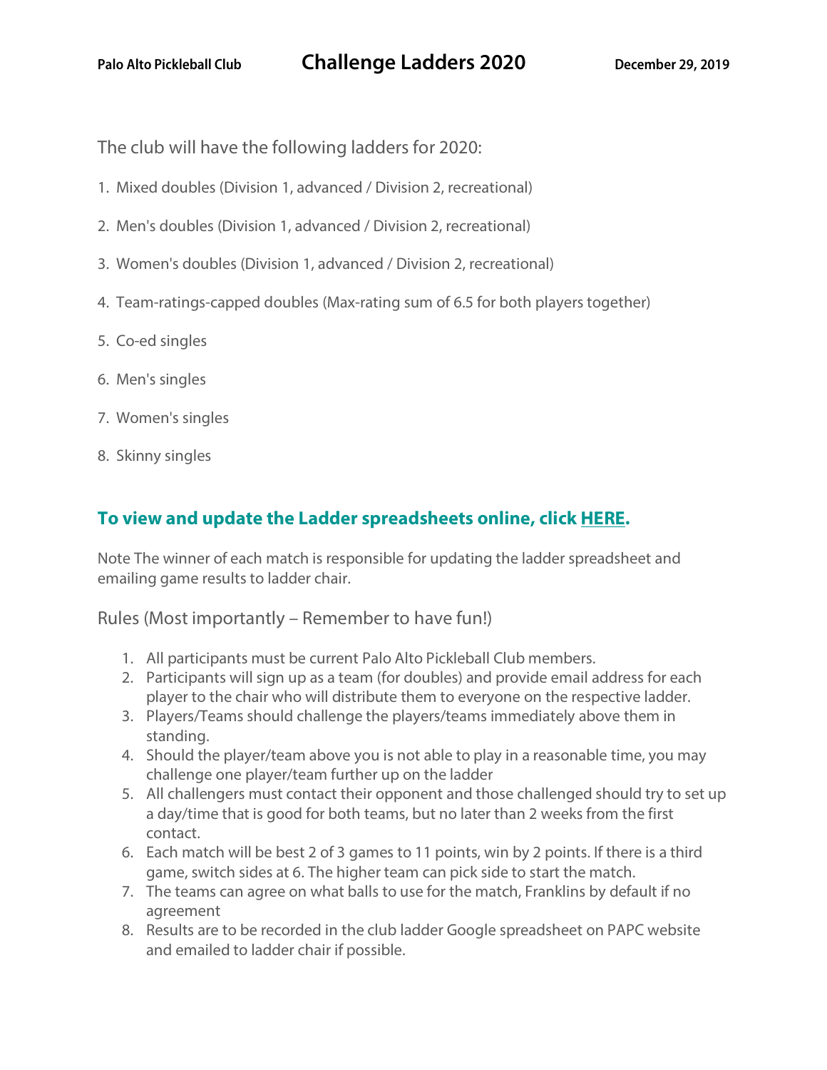Palo Alto Pickleball Club

# Challenge Ladders 2020

December 29, 2019

The club will have the following ladders for 2020:

1. Mixed doubles (Division 1, advanced / Division 2, recreational)
2. Men's doubles (Division 1, advanced / Division 2, recreational)
3. Women's doubles (Division 1, advanced / Division 2, recreational)
4. Team-ratings-capped doubles (Max-rating sum of 6.5 for both players together)
5. Co-ed singles
6. Men's singles
7. Women's singles
8. Skinny singles

## To view and update the Ladder spreadsheets online, click HERE.

Note The winner of each match is responsible for updating the ladder spreadsheet and emailing game results to ladder chair.

## Rules (Most importantly – Remember to have fun!)

1. All participants must be current Palo Alto Pickleball Club members.
2. Participants will sign up as a team (for doubles) and provide email address for each player to the chair who will distribute them to everyone on the respective ladder.
3. Players/Teams should challenge the players/teams immediately above them in standing.
4. Should the player/team above you is not able to play in a reasonable time, you may challenge one player/team further up on the ladder
5. All challengers must contact their opponent and those challenged should try to set up a day/time that is good for both teams, but no later than 2 weeks from the first contact.
6. Each match will be best 2 of 3 games to 11 points, win by 2 points. If there is a third game, switch sides at 6. The higher team can pick side to start the match.
7. The teams can agree on what balls to use for the match, Franklins by default if no agreement
8. Results are to be recorded in the club ladder Google spreadsheet on PAPC website and emailed to ladder chair if possible.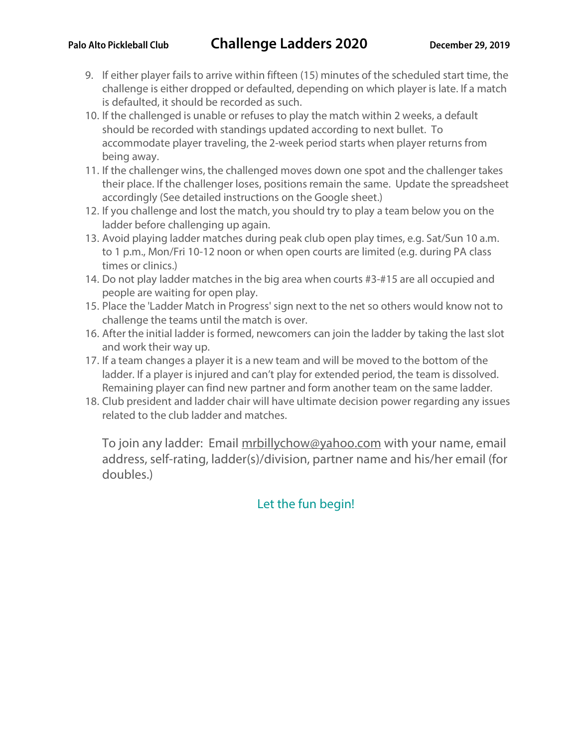9. If either player fails to arrive within fifteen (15) minutes of the scheduled start time, the challenge is either dropped or defaulted, depending on which player is late. If a match is defaulted, it should be recorded as such.
10. If the challenged is unable or refuses to play the match within 2 weeks, a default should be recorded with standings updated according to next bullet. To accommodate player traveling, the 2-week period starts when player returns from being away.
11. If the challenger wins, the challenged moves down one spot and the challenger takes their place. If the challenger loses, positions remain the same. Update the spreadsheet accordingly (See detailed instructions on the Google sheet.)
12. If you challenge and lost the match, you should try to play a team below you on the ladder before challenging up again.
13. Avoid playing ladder matches during peak club open play times, e.g. Sat/Sun 10 a.m. to 1 p.m., Mon/Fri 10-12 noon or when open courts are limited (e.g. during PA class times or clinics.)
14. Do not play ladder matches in the big area when courts #3-#15 are all occupied and people are waiting for open play.
15. Place the 'Ladder Match in Progress' sign next to the net so others would know not to challenge the teams until the match is over.
16. After the initial ladder is formed, newcomers can join the ladder by taking the last slot and work their way up.
17. If a team changes a player it is a new team and will be moved to the bottom of the ladder. If a player is injured and can't play for extended period, the team is dissolved. Remaining player can find new partner and form another team on the same ladder.
18. Club president and ladder chair will have ultimate decision power regarding any issues related to the club ladder and matches.

To join any ladder: Email mrbillychow@yahoo.com with your name, email address, self-rating, ladder(s)/division, partner name and his/her email (for doubles.)

Let the fun begin!